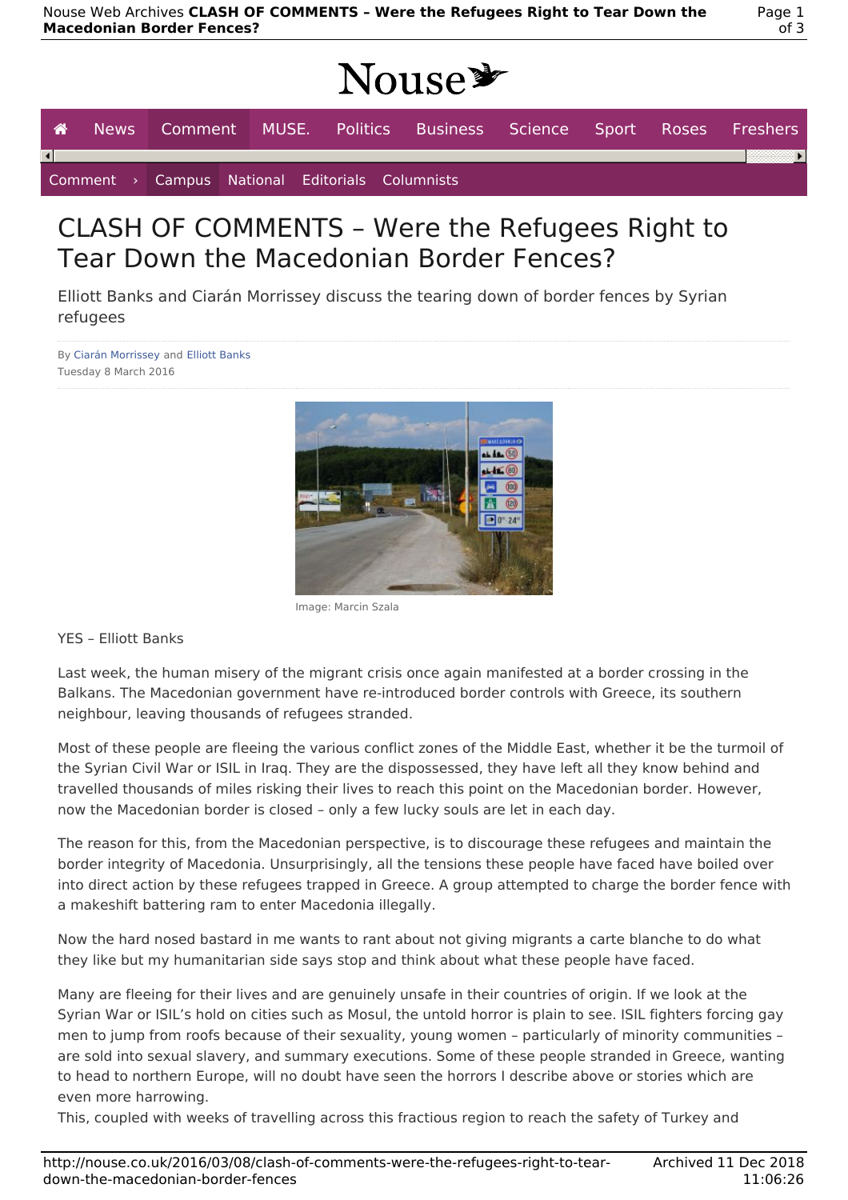# CLASH OF COMMENTS – Were the Refugees Right to Tear Down the Macedonian Border Fences?

Elliott Banks and Ciarán Morrissey discuss the tearing down of border fences by Syrian refugees

By Ciarán Morrissey and Elliott Banks
Tuesday 8 March 2016

Image: Marcin Szala

YES – Elliott Banks

Last week, the human misery of the migrant crisis once again manifested at a border crossing in the Balkans. The Macedonian government have re-introduced border controls with Greece, its southern neighbour, leaving thousands of refugees stranded.

Most of these people are fleeing the various conflict zones of the Middle East, whether it be the turmoil of the Syrian Civil War or ISIL in Iraq. They are the dispossessed, they have left all they know behind and travelled thousands of miles risking their lives to reach this point on the Macedonian border. However, now the Macedonian border is closed – only a few lucky souls are let in each day.

The reason for this, from the Macedonian perspective, is to discourage these refugees and maintain the border integrity of Macedonia. Unsurprisingly, all the tensions these people have faced have boiled over into direct action by these refugees trapped in Greece. A group attempted to charge the border fence with a makeshift battering ram to enter Macedonia illegally.

Now the hard nosed bastard in me wants to rant about not giving migrants a carte blanche to do what they like but my humanitarian side says stop and think about what these people have faced.

Many are fleeing for their lives and are genuinely unsafe in their countries of origin. If we look at the Syrian War or ISIL's hold on cities such as Mosul, the untold horror is plain to see. ISIL fighters forcing gay men to jump from roofs because of their sexuality, young women – particularly of minority communities – are sold into sexual slavery, and summary executions. Some of these people stranded in Greece, wanting to head to northern Europe, will no doubt have seen the horrors I describe above or stories which are even more harrowing.
This, coupled with weeks of travelling across this fractious region to reach the safety of Turkey and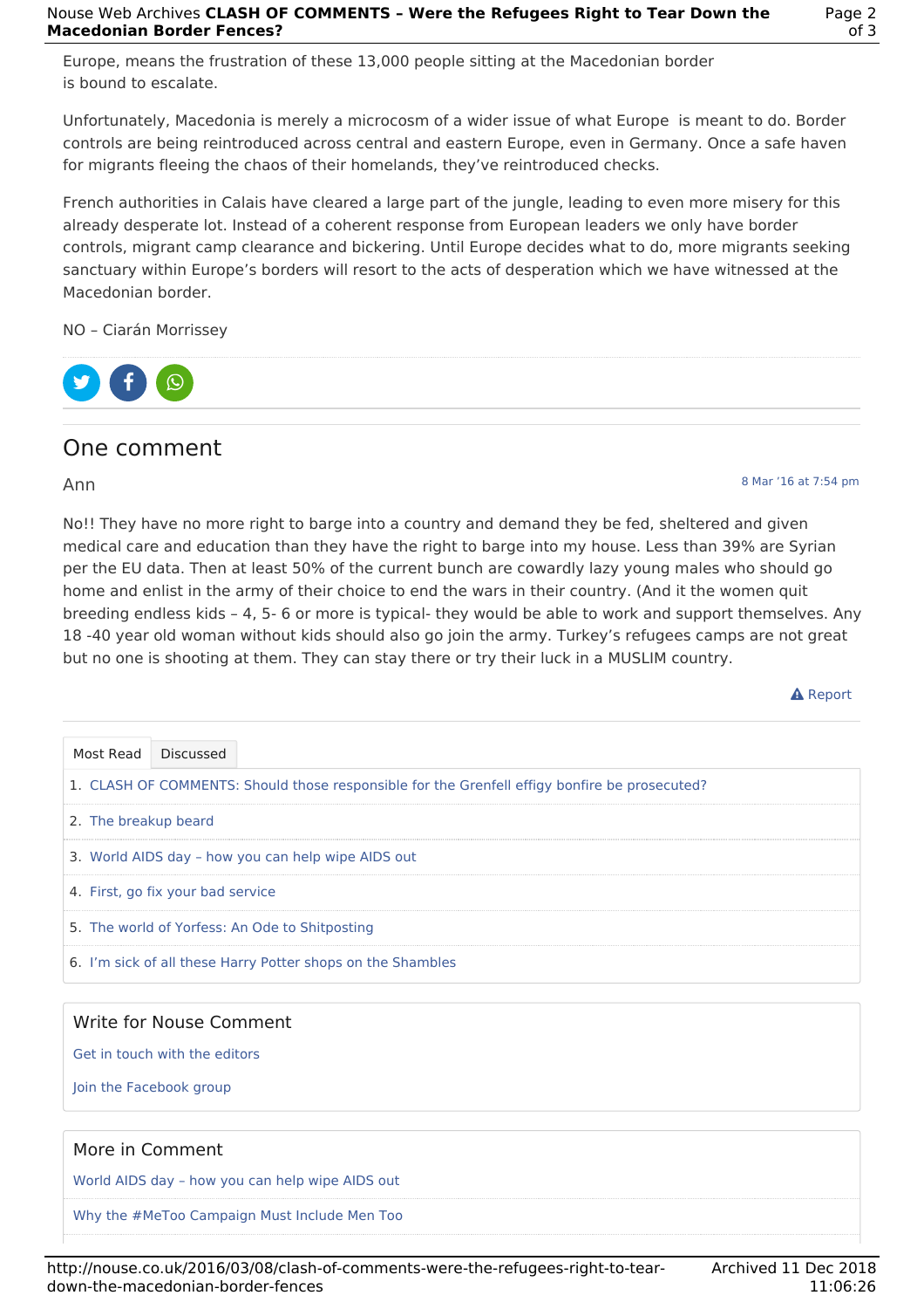Europe, means the frustration of these 13,000 people sitting at the Macedonian border is bound to escalate.

Unfortunately, Macedonia is merely a microcosm of a wider issue of what Europe is meant to do. Border controls are being reintroduced across central and eastern Europe, even in Germany. Once a safe haven for migrants fleeing the chaos of their homelands, they've reintroduced checks.

French authorities in Calais have cleared a large part of the jungle, leading to even more misery for this already desperate lot. Instead of a coherent response from European leaders we only have border controls, migrant camp clearance and bickering. Until Europe decides what to do, more migrants seeking sanctuary within Europe's borders will resort to the acts of desperation which we have witnessed at the Macedonian border.

NO – Ciarán Morrissey

## One comment

Ann

8 Mar '16 at 7:54 pm

No!! They have no more right to barge into a country and demand they be fed, sheltered and given medical care and education than they have the right to barge into my house. Less than 39% are Syrian per the EU data. Then at least 50% of the current bunch are cowardly lazy young males who should go home and enlist in the army of their choice to end the wars in their country. (And it the women quit breeding endless kids – 4, 5- 6 or more is typical- they would be able to work and support themselves. Any 18 -40 year old woman without kids should also go join the army. Turkey's refugees camps are not great but no one is shooting at them. They can stay there or try their luck in a MUSLIM country.

Report

Most Read | Discussed

1. CLASH OF COMMENTS: Should those responsible for the Grenfell effigy bonfire be prosecuted?
2. The breakup beard
3. World AIDS day – how you can help wipe AIDS out
4. First, go fix your bad service
5. The world of Yorfess: An Ode to Shitposting
6. I'm sick of all these Harry Potter shops on the Shambles

### Write for Nouse Comment

Get in touch with the editors

Join the Facebook group

### More in Comment

World AIDS day – how you can help wipe AIDS out

Why the #MeToo Campaign Must Include Men Too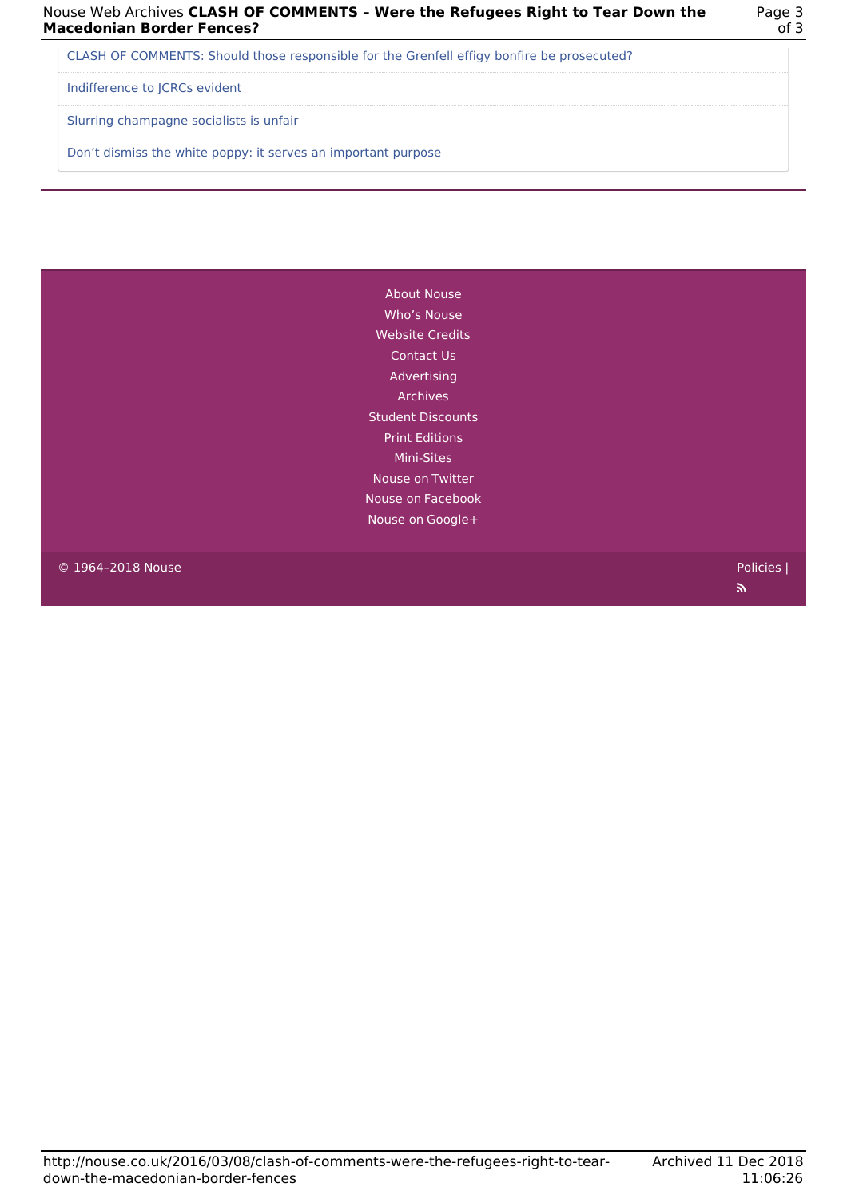- CLASH OF COMMENTS: Should those responsible for the Grenfell effigy bonfire be prosecuted?
- Indifference to JCRCs evident
- Slurring champagne socialists is unfair
- Don't dismiss the white poppy: it serves an important purpose

About Nouse
Who's Nouse
Website Credits
Contact Us
Advertising
Archives
Student Discounts
Print Editions
Mini-Sites
Nouse on Twitter
Nouse on Facebook
Nouse on Google+

© 1964–2018 Nouse

Policies |